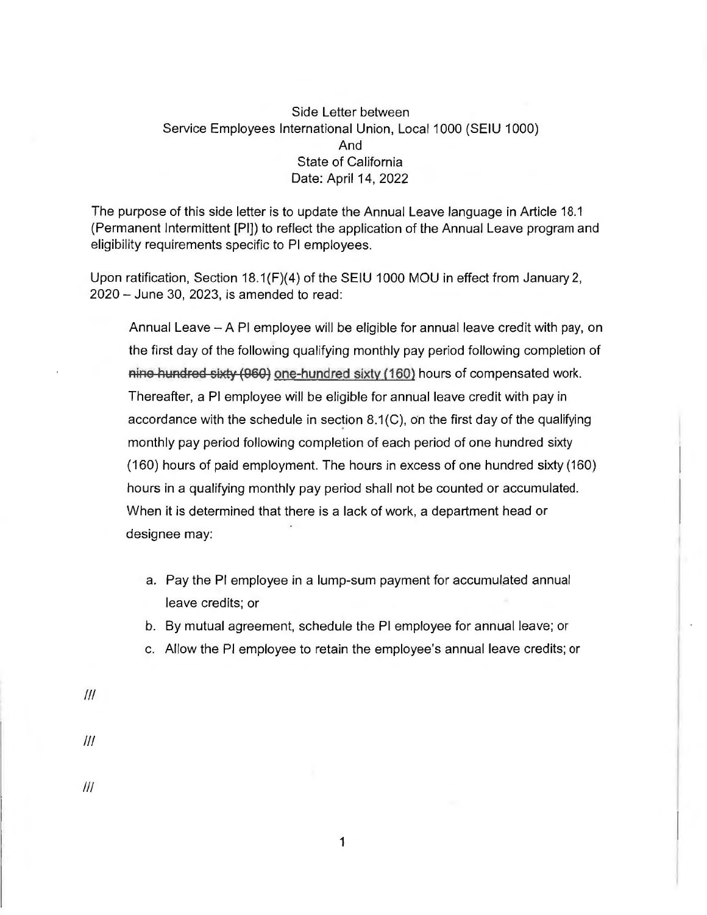Side Letter between
Service Employees International Union, Local 1000 (SEIU 1000)
And
State of California
Date: April 14, 2022

The purpose of this side letter is to update the Annual Leave language in Article 18.1 (Permanent Intermittent [PI]) to reflect the application of the Annual Leave program and eligibility requirements specific to PI employees.

Upon ratification, Section 18.1(F)(4) of the SEIU 1000 MOU in effect from January 2, 2020 – June 30, 2023, is amended to read:

> Annual Leave – A PI employee will be eligible for annual leave credit with pay, on the first day of the following qualifying monthly pay period following completion of ~~nine hundred sixty (960)~~ <u>one-hundred sixty (160)</u> hours of compensated work. Thereafter, a PI employee will be eligible for annual leave credit with pay in accordance with the schedule in section 8.1(C), on the first day of the qualifying monthly pay period following completion of each period of one hundred sixty (160) hours of paid employment. The hours in excess of one hundred sixty (160) hours in a qualifying monthly pay period shall not be counted or accumulated. When it is determined that there is a lack of work, a department head or designee may:
>
> a. Pay the PI employee in a lump-sum payment for accumulated annual leave credits; or
> b. By mutual agreement, schedule the PI employee for annual leave; or
> c. Allow the PI employee to retain the employee's annual leave credits; or

///

///

///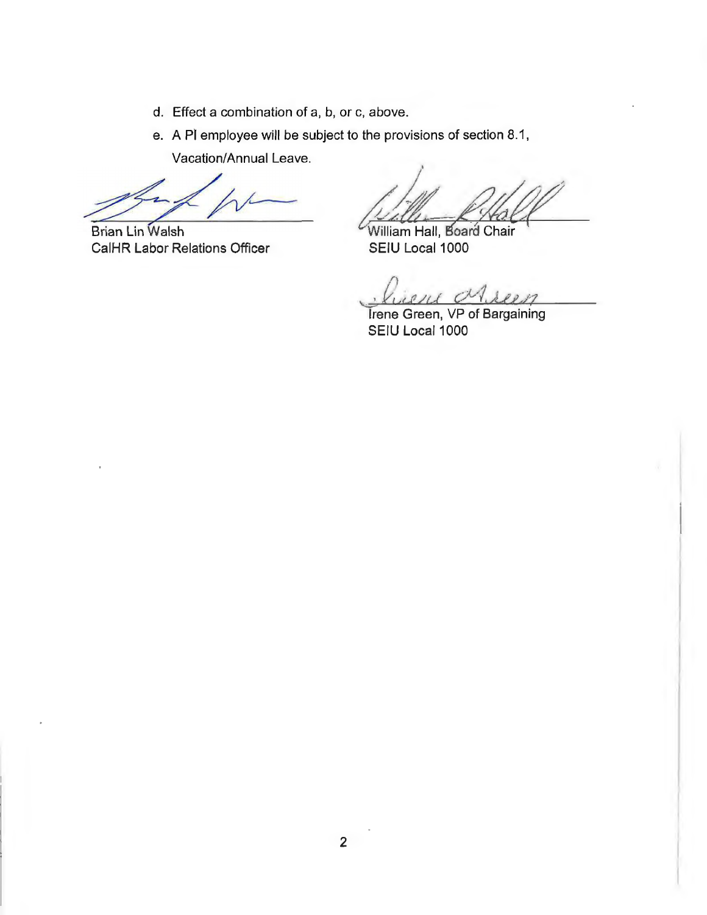d. Effect a combination of a, b, or c, above.

e. A PI employee will be subject to the provisions of section 8.1, Vacation/Annual Leave.

Brian Lin Walsh
CalHR Labor Relations Officer

William Hall, Board Chair
SEIU Local 1000

Irene Green, VP of Bargaining
SEIU Local 1000